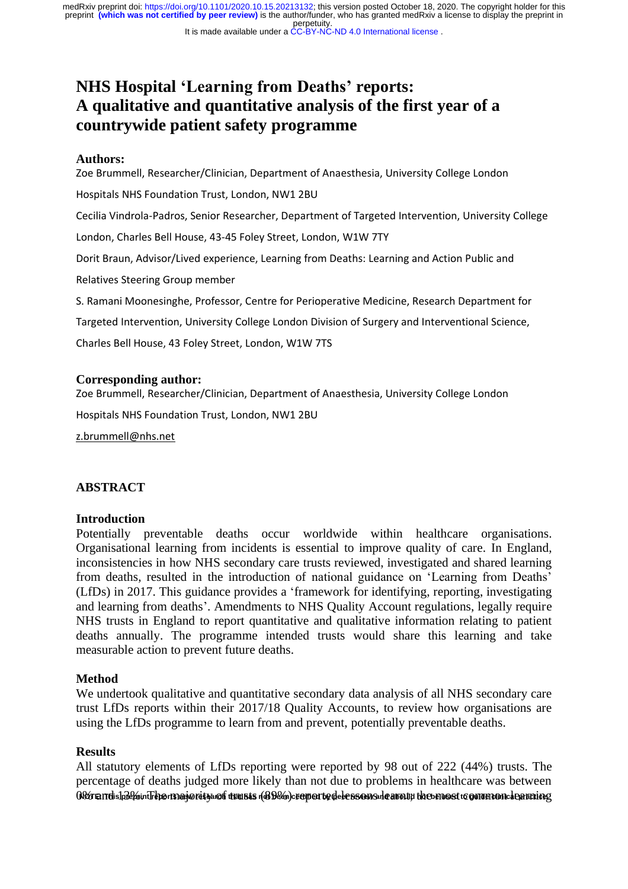# NHS Hospital 'Learning from Deaths' reports: A qualitative and quantitative analysis of the first year of a countrywide patient safety programme

### Authors:

Zoe Brummell, Researcher/Clinician, Department of Anaesthesia, University College London Hospitals NHS Foundation Trust, London, NW1 2BU

Cecilia Vindrola-Padros, Senior Researcher, Department of Targeted Intervention, University College London, Charles Bell House, 43-45 Foley Street, London, W1W 7TY

Dorit Braun, Advisor/Lived experience, Learning from Deaths: Learning and Action Public and Relatives Steering Group member

S. Ramani Moonesinghe, Professor, Centre for Perioperative Medicine, Research Department for Targeted Intervention, University College London Division of Surgery and Interventional Science, Charles Bell House, 43 Foley Street, London, W1W 7TS

### Corresponding author:

Zoe Brummell, Researcher/Clinician, Department of Anaesthesia, University College London Hospitals NHS Foundation Trust, London, NW1 2BU

z.brummell@nhs.net

## ABSTRACT

### Introduction

Potentially preventable deaths occur worldwide within healthcare organisations. Organisational learning from incidents is essential to improve quality of care. In England, inconsistencies in how NHS secondary care trusts reviewed, investigated and shared learning from deaths, resulted in the introduction of national guidance on 'Learning from Deaths' (LfDs) in 2017. This guidance provides a 'framework for identifying, reporting, investigating and learning from deaths'. Amendments to NHS Quality Account regulations, legally require NHS trusts in England to report quantitative and qualitative information relating to patient deaths annually. The programme intended trusts would share this learning and take measurable action to prevent future deaths.

### Method

We undertook qualitative and quantitative secondary data analysis of all NHS secondary care trust LfDs reports within their 2017/18 Quality Accounts, to review how organisations are using the LfDs programme to learn from and prevent, potentially preventable deaths.

### Results

All statutory elements of LfDs reporting were reported by 98 out of 222 (44%) trusts. The percentage of deaths judged more likely than not due to problems in healthcare was between 0% and 13%. The majority of trusts (89%) reported lessons learnt; the most common learning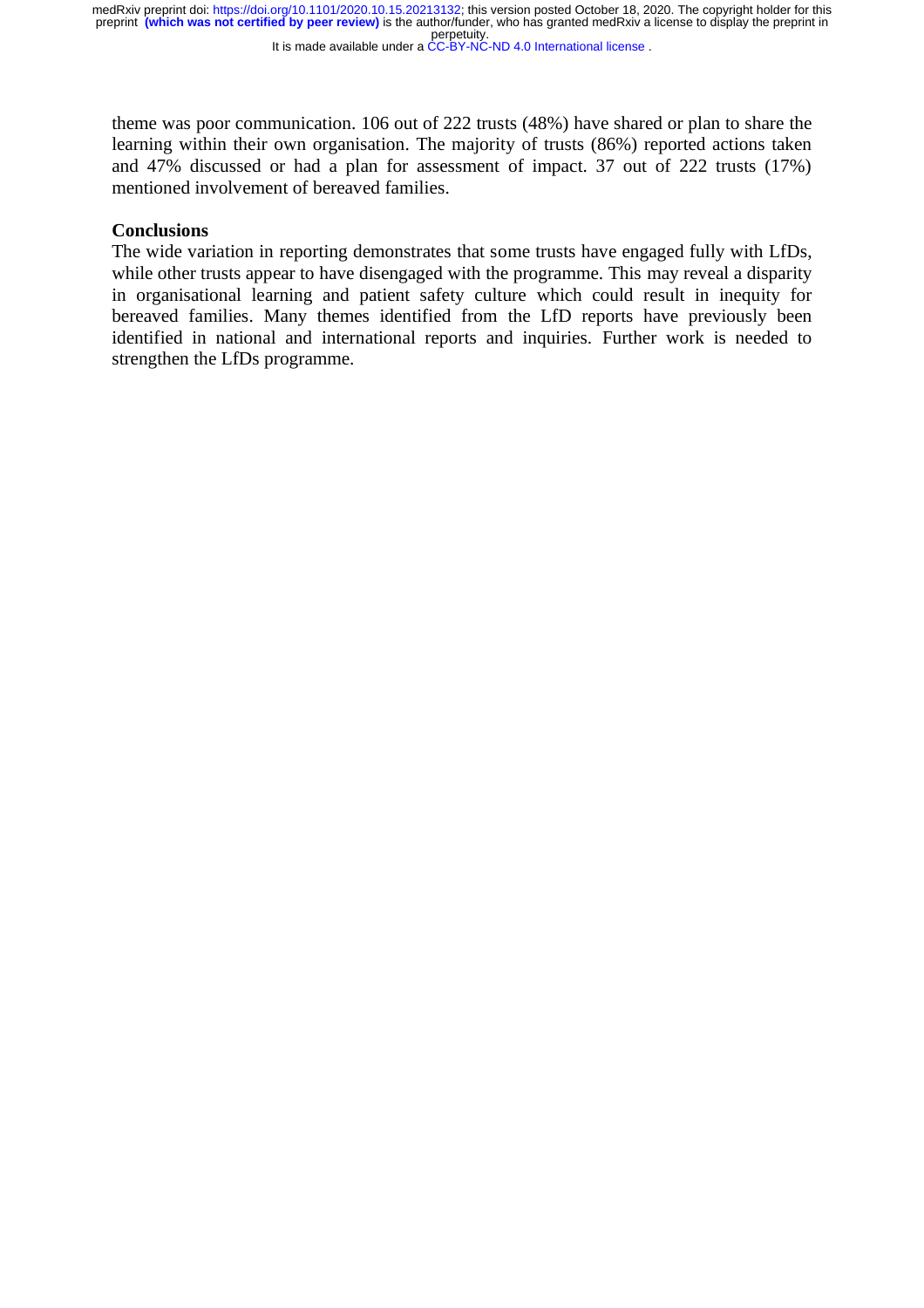theme was poor communication. 106 out of 222 trusts (48%) have shared or plan to share the learning within their own organisation. The majority of trusts (86%) reported actions taken and 47% discussed or had a plan for assessment of impact. 37 out of 222 trusts (17%) mentioned involvement of bereaved families.

**Conclusions**

The wide variation in reporting demonstrates that some trusts have engaged fully with LfDs, while other trusts appear to have disengaged with the programme. This may reveal a disparity in organisational learning and patient safety culture which could result in inequity for bereaved families. Many themes identified from the LfD reports have previously been identified in national and international reports and inquiries. Further work is needed to strengthen the LfDs programme.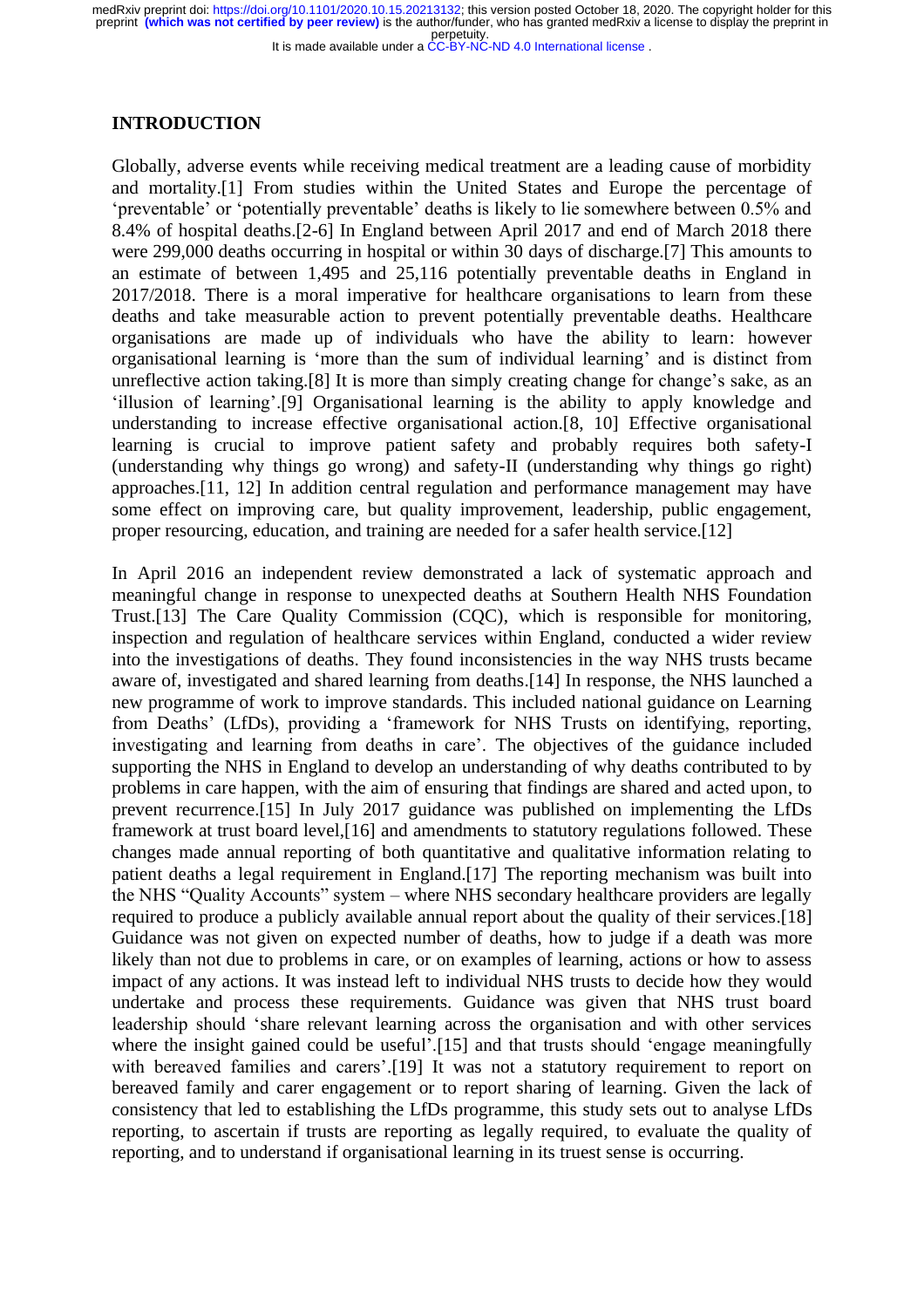## INTRODUCTION

Globally, adverse events while receiving medical treatment are a leading cause of morbidity and mortality.[1] From studies within the United States and Europe the percentage of 'preventable' or 'potentially preventable' deaths is likely to lie somewhere between 0.5% and 8.4% of hospital deaths.[2-6] In England between April 2017 and end of March 2018 there were 299,000 deaths occurring in hospital or within 30 days of discharge.[7] This amounts to an estimate of between 1,495 and 25,116 potentially preventable deaths in England in 2017/2018. There is a moral imperative for healthcare organisations to learn from these deaths and take measurable action to prevent potentially preventable deaths. Healthcare organisations are made up of individuals who have the ability to learn: however organisational learning is 'more than the sum of individual learning' and is distinct from unreflective action taking.[8] It is more than simply creating change for change's sake, as an 'illusion of learning'.[9] Organisational learning is the ability to apply knowledge and understanding to increase effective organisational action.[8, 10] Effective organisational learning is crucial to improve patient safety and probably requires both safety-I (understanding why things go wrong) and safety-II (understanding why things go right) approaches.[11, 12] In addition central regulation and performance management may have some effect on improving care, but quality improvement, leadership, public engagement, proper resourcing, education, and training are needed for a safer health service.[12]

In April 2016 an independent review demonstrated a lack of systematic approach and meaningful change in response to unexpected deaths at Southern Health NHS Foundation Trust.[13] The Care Quality Commission (CQC), which is responsible for monitoring, inspection and regulation of healthcare services within England, conducted a wider review into the investigations of deaths. They found inconsistencies in the way NHS trusts became aware of, investigated and shared learning from deaths.[14] In response, the NHS launched a new programme of work to improve standards. This included national guidance on Learning from Deaths' (LfDs), providing a 'framework for NHS Trusts on identifying, reporting, investigating and learning from deaths in care'. The objectives of the guidance included supporting the NHS in England to develop an understanding of why deaths contributed to by problems in care happen, with the aim of ensuring that findings are shared and acted upon, to prevent recurrence.[15] In July 2017 guidance was published on implementing the LfDs framework at trust board level,[16] and amendments to statutory regulations followed. These changes made annual reporting of both quantitative and qualitative information relating to patient deaths a legal requirement in England.[17] The reporting mechanism was built into the NHS "Quality Accounts" system – where NHS secondary healthcare providers are legally required to produce a publicly available annual report about the quality of their services.[18] Guidance was not given on expected number of deaths, how to judge if a death was more likely than not due to problems in care, or on examples of learning, actions or how to assess impact of any actions. It was instead left to individual NHS trusts to decide how they would undertake and process these requirements. Guidance was given that NHS trust board leadership should 'share relevant learning across the organisation and with other services where the insight gained could be useful'.[15] and that trusts should 'engage meaningfully with bereaved families and carers'.[19] It was not a statutory requirement to report on bereaved family and carer engagement or to report sharing of learning. Given the lack of consistency that led to establishing the LfDs programme, this study sets out to analyse LfDs reporting, to ascertain if trusts are reporting as legally required, to evaluate the quality of reporting, and to understand if organisational learning in its truest sense is occurring.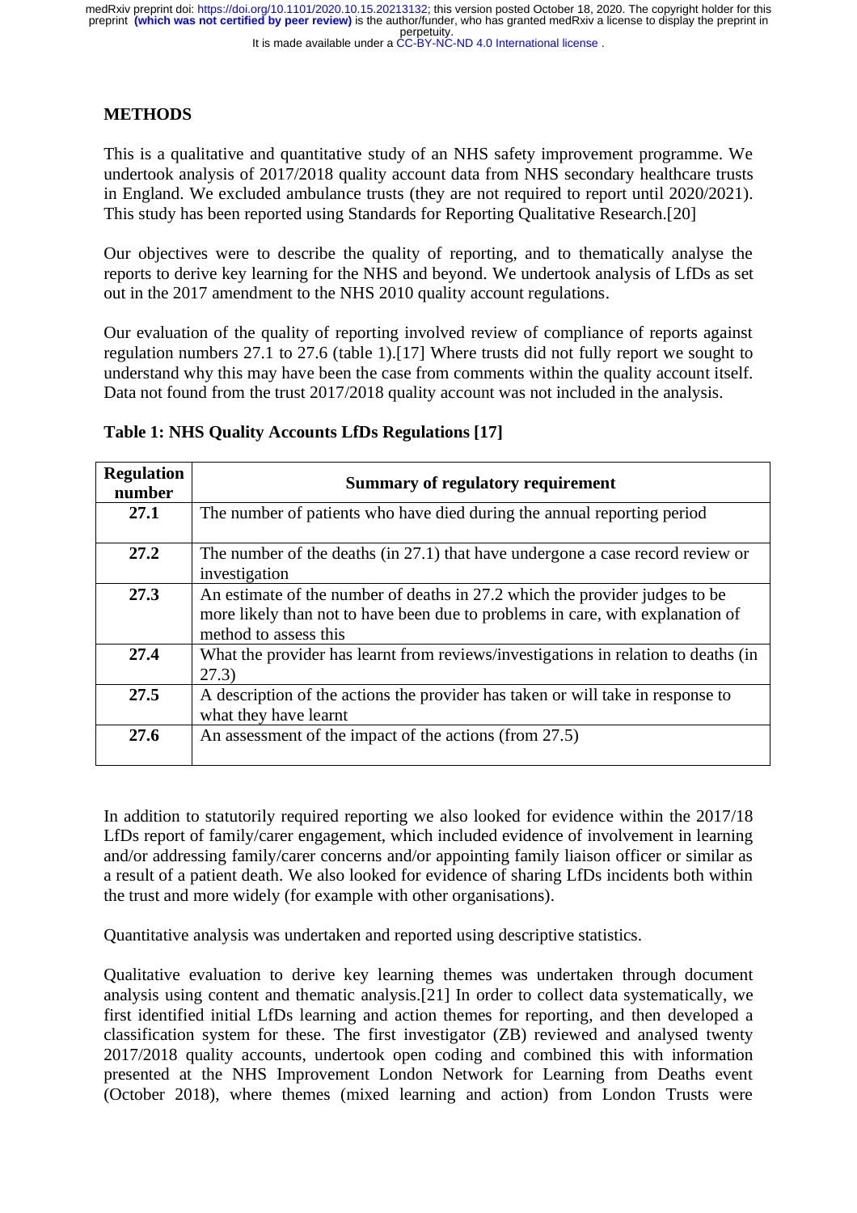## METHODS

This is a qualitative and quantitative study of an NHS safety improvement programme. We undertook analysis of 2017/2018 quality account data from NHS secondary healthcare trusts in England. We excluded ambulance trusts (they are not required to report until 2020/2021). This study has been reported using Standards for Reporting Qualitative Research.[20]

Our objectives were to describe the quality of reporting, and to thematically analyse the reports to derive key learning for the NHS and beyond. We undertook analysis of LfDs as set out in the 2017 amendment to the NHS 2010 quality account regulations.

Our evaluation of the quality of reporting involved review of compliance of reports against regulation numbers 27.1 to 27.6 (table 1).[17] Where trusts did not fully report we sought to understand why this may have been the case from comments within the quality account itself. Data not found from the trust 2017/2018 quality account was not included in the analysis.

**Table 1: NHS Quality Accounts LfDs Regulations [17]**

| Regulation number | Summary of regulatory requirement |
|---|---|
| **27.1** | The number of patients who have died during the annual reporting period |
| **27.2** | The number of the deaths (in 27.1) that have undergone a case record review or investigation |
| **27.3** | An estimate of the number of deaths in 27.2 which the provider judges to be more likely than not to have been due to problems in care, with explanation of method to assess this |
| **27.4** | What the provider has learnt from reviews/investigations in relation to deaths (in 27.3) |
| **27.5** | A description of the actions the provider has taken or will take in response to what they have learnt |
| **27.6** | An assessment of the impact of the actions (from 27.5) |

In addition to statutorily required reporting we also looked for evidence within the 2017/18 LfDs report of family/carer engagement, which included evidence of involvement in learning and/or addressing family/carer concerns and/or appointing family liaison officer or similar as a result of a patient death. We also looked for evidence of sharing LfDs incidents both within the trust and more widely (for example with other organisations).

Quantitative analysis was undertaken and reported using descriptive statistics.

Qualitative evaluation to derive key learning themes was undertaken through document analysis using content and thematic analysis.[21] In order to collect data systematically, we first identified initial LfDs learning and action themes for reporting, and then developed a classification system for these. The first investigator (ZB) reviewed and analysed twenty 2017/2018 quality accounts, undertook open coding and combined this with information presented at the NHS Improvement London Network for Learning from Deaths event (October 2018), where themes (mixed learning and action) from London Trusts were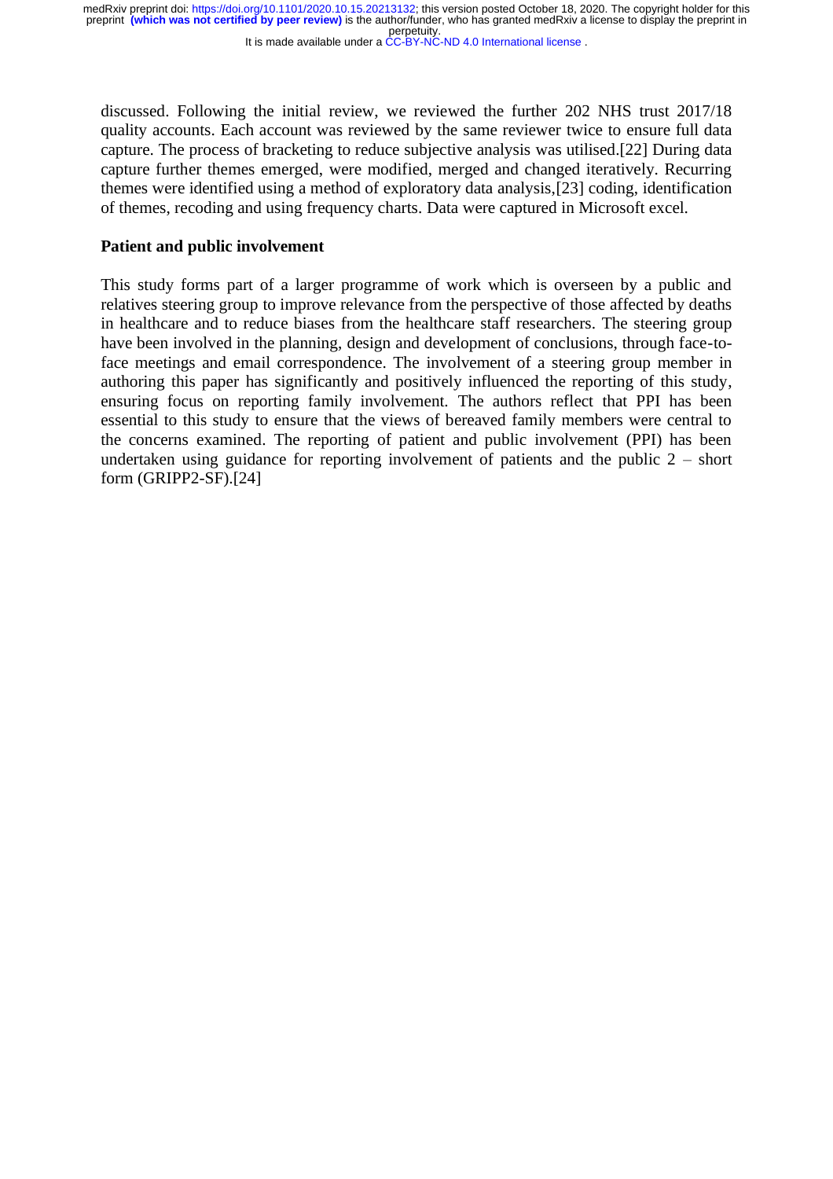discussed. Following the initial review, we reviewed the further 202 NHS trust 2017/18 quality accounts. Each account was reviewed by the same reviewer twice to ensure full data capture. The process of bracketing to reduce subjective analysis was utilised.[22] During data capture further themes emerged, were modified, merged and changed iteratively. Recurring themes were identified using a method of exploratory data analysis,[23] coding, identification of themes, recoding and using frequency charts. Data were captured in Microsoft excel.

**Patient and public involvement**

This study forms part of a larger programme of work which is overseen by a public and relatives steering group to improve relevance from the perspective of those affected by deaths in healthcare and to reduce biases from the healthcare staff researchers. The steering group have been involved in the planning, design and development of conclusions, through face-to-face meetings and email correspondence. The involvement of a steering group member in authoring this paper has significantly and positively influenced the reporting of this study, ensuring focus on reporting family involvement. The authors reflect that PPI has been essential to this study to ensure that the views of bereaved family members were central to the concerns examined. The reporting of patient and public involvement (PPI) has been undertaken using guidance for reporting involvement of patients and the public 2 – short form (GRIPP2-SF).[24]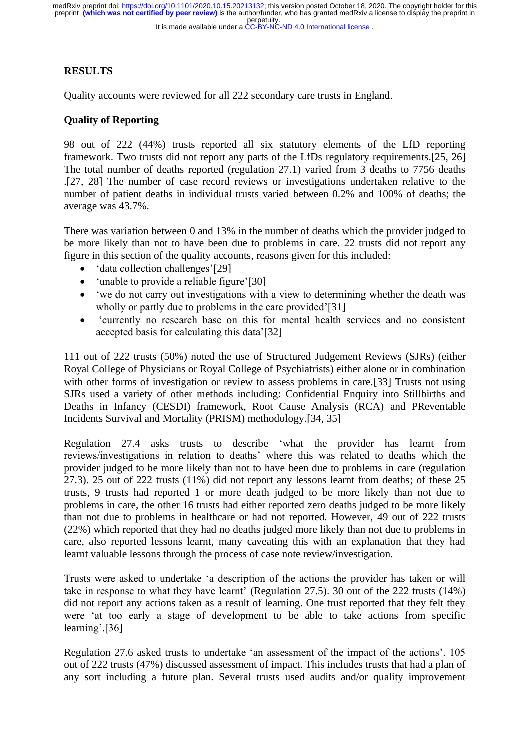## RESULTS

Quality accounts were reviewed for all 222 secondary care trusts in England.

### Quality of Reporting

98 out of 222 (44%) trusts reported all six statutory elements of the LfD reporting framework. Two trusts did not report any parts of the LfDs regulatory requirements.[25, 26] The total number of deaths reported (regulation 27.1) varied from 3 deaths to 7756 deaths .[27, 28] The number of case record reviews or investigations undertaken relative to the number of patient deaths in individual trusts varied between 0.2% and 100% of deaths; the average was 43.7%.

There was variation between 0 and 13% in the number of deaths which the provider judged to be more likely than not to have been due to problems in care. 22 trusts did not report any figure in this section of the quality accounts, reasons given for this included:

- 'data collection challenges'[29]
- 'unable to provide a reliable figure'[30]
- 'we do not carry out investigations with a view to determining whether the death was wholly or partly due to problems in the care provided'[31]
- 'currently no research base on this for mental health services and no consistent accepted basis for calculating this data'[32]

111 out of 222 trusts (50%) noted the use of Structured Judgement Reviews (SJRs) (either Royal College of Physicians or Royal College of Psychiatrists) either alone or in combination with other forms of investigation or review to assess problems in care.[33] Trusts not using SJRs used a variety of other methods including: Confidential Enquiry into Stillbirths and Deaths in Infancy (CESDI) framework, Root Cause Analysis (RCA) and PReventable Incidents Survival and Mortality (PRISM) methodology.[34, 35]

Regulation 27.4 asks trusts to describe 'what the provider has learnt from reviews/investigations in relation to deaths' where this was related to deaths which the provider judged to be more likely than not to have been due to problems in care (regulation 27.3). 25 out of 222 trusts (11%) did not report any lessons learnt from deaths; of these 25 trusts, 9 trusts had reported 1 or more death judged to be more likely than not due to problems in care, the other 16 trusts had either reported zero deaths judged to be more likely than not due to problems in healthcare or had not reported. However, 49 out of 222 trusts (22%) which reported that they had no deaths judged more likely than not due to problems in care, also reported lessons learnt, many caveating this with an explanation that they had learnt valuable lessons through the process of case note review/investigation.

Trusts were asked to undertake 'a description of the actions the provider has taken or will take in response to what they have learnt' (Regulation 27.5). 30 out of the 222 trusts (14%) did not report any actions taken as a result of learning. One trust reported that they felt they were 'at too early a stage of development to be able to take actions from specific learning'.[36]

Regulation 27.6 asked trusts to undertake 'an assessment of the impact of the actions'. 105 out of 222 trusts (47%) discussed assessment of impact. This includes trusts that had a plan of any sort including a future plan. Several trusts used audits and/or quality improvement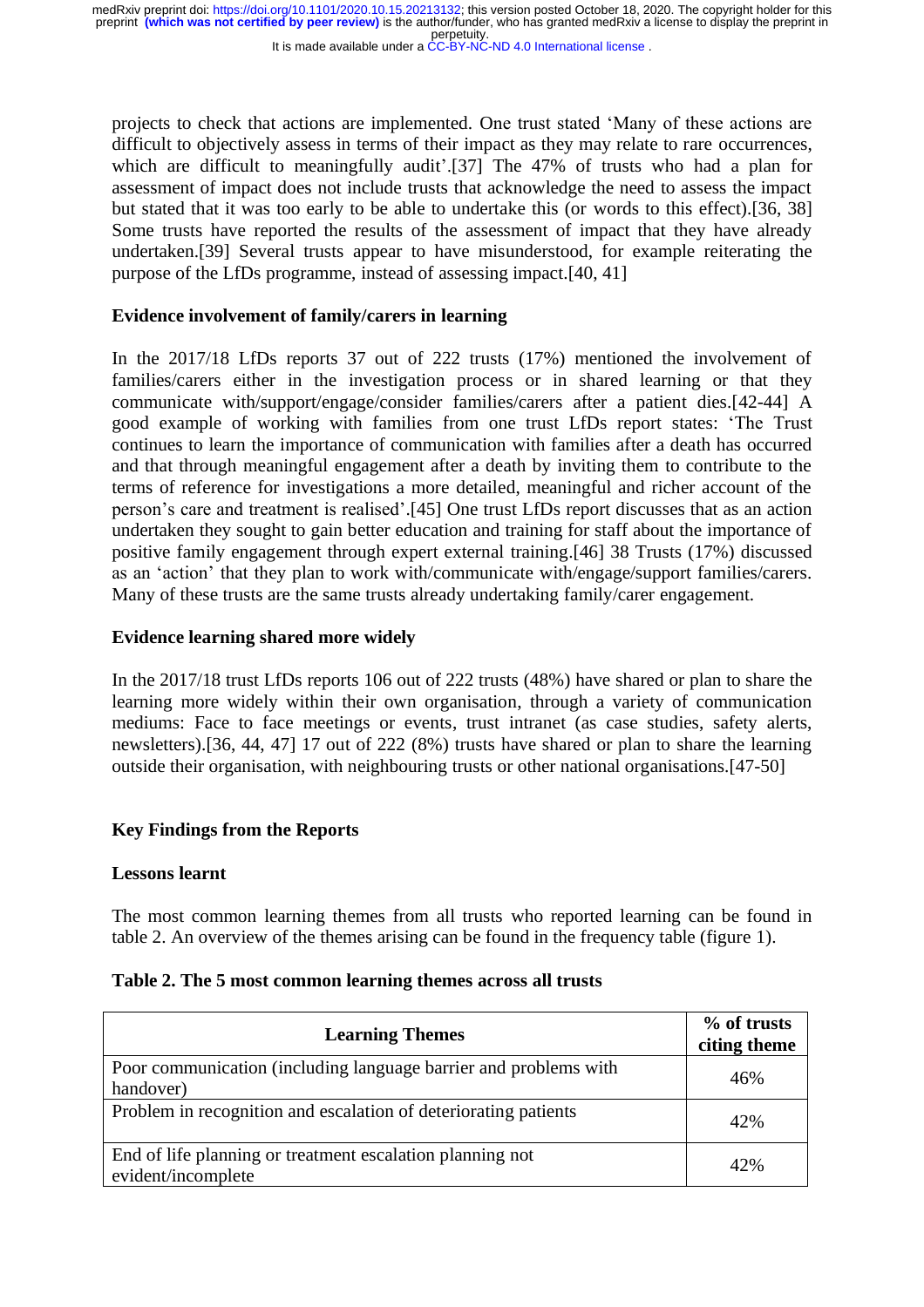projects to check that actions are implemented. One trust stated 'Many of these actions are difficult to objectively assess in terms of their impact as they may relate to rare occurrences, which are difficult to meaningfully audit'.[37] The 47% of trusts who had a plan for assessment of impact does not include trusts that acknowledge the need to assess the impact but stated that it was too early to be able to undertake this (or words to this effect).[36, 38] Some trusts have reported the results of the assessment of impact that they have already undertaken.[39] Several trusts appear to have misunderstood, for example reiterating the purpose of the LfDs programme, instead of assessing impact.[40, 41]

**Evidence involvement of family/carers in learning**

In the 2017/18 LfDs reports 37 out of 222 trusts (17%) mentioned the involvement of families/carers either in the investigation process or in shared learning or that they communicate with/support/engage/consider families/carers after a patient dies.[42-44] A good example of working with families from one trust LfDs report states: 'The Trust continues to learn the importance of communication with families after a death has occurred and that through meaningful engagement after a death by inviting them to contribute to the terms of reference for investigations a more detailed, meaningful and richer account of the person's care and treatment is realised'.[45] One trust LfDs report discusses that as an action undertaken they sought to gain better education and training for staff about the importance of positive family engagement through expert external training.[46] 38 Trusts (17%) discussed as an 'action' that they plan to work with/communicate with/engage/support families/carers. Many of these trusts are the same trusts already undertaking family/carer engagement.

**Evidence learning shared more widely**

In the 2017/18 trust LfDs reports 106 out of 222 trusts (48%) have shared or plan to share the learning more widely within their own organisation, through a variety of communication mediums: Face to face meetings or events, trust intranet (as case studies, safety alerts, newsletters).[36, 44, 47] 17 out of 222 (8%) trusts have shared or plan to share the learning outside their organisation, with neighbouring trusts or other national organisations.[47-50]

## Key Findings from the Reports

**Lessons learnt**

The most common learning themes from all trusts who reported learning can be found in table 2. An overview of the themes arising can be found in the frequency table (figure 1).

**Table 2. The 5 most common learning themes across all trusts**

| Learning Themes | % of trusts citing theme |
|---|---|
| Poor communication (including language barrier and problems with handover) | 46% |
| Problem in recognition and escalation of deteriorating patients | 42% |
| End of life planning or treatment escalation planning not evident/incomplete | 42% |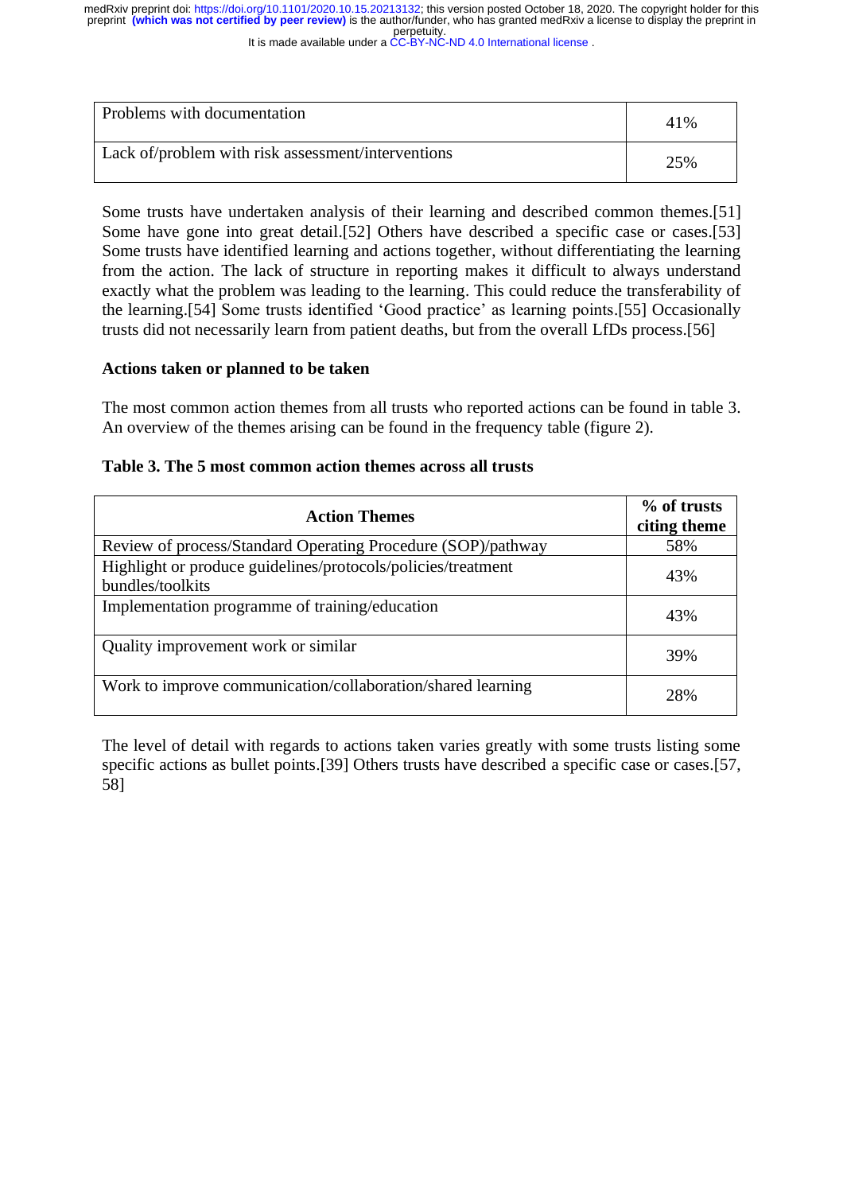| | |
|---|---|
| Problems with documentation | 41% |
| Lack of/problem with risk assessment/interventions | 25% |

Some trusts have undertaken analysis of their learning and described common themes.[51] Some have gone into great detail.[52] Others have described a specific case or cases.[53] Some trusts have identified learning and actions together, without differentiating the learning from the action. The lack of structure in reporting makes it difficult to always understand exactly what the problem was leading to the learning. This could reduce the transferability of the learning.[54] Some trusts identified 'Good practice' as learning points.[55] Occasionally trusts did not necessarily learn from patient deaths, but from the overall LfDs process.[56]

**Actions taken or planned to be taken**

The most common action themes from all trusts who reported actions can be found in table 3. An overview of the themes arising can be found in the frequency table (figure 2).

**Table 3. The 5 most common action themes across all trusts**

| Action Themes | % of trusts citing theme |
|---|---|
| Review of process/Standard Operating Procedure (SOP)/pathway | 58% |
| Highlight or produce guidelines/protocols/policies/treatment bundles/toolkits | 43% |
| Implementation programme of training/education | 43% |
| Quality improvement work or similar | 39% |
| Work to improve communication/collaboration/shared learning | 28% |

The level of detail with regards to actions taken varies greatly with some trusts listing some specific actions as bullet points.[39] Others trusts have described a specific case or cases.[57, 58]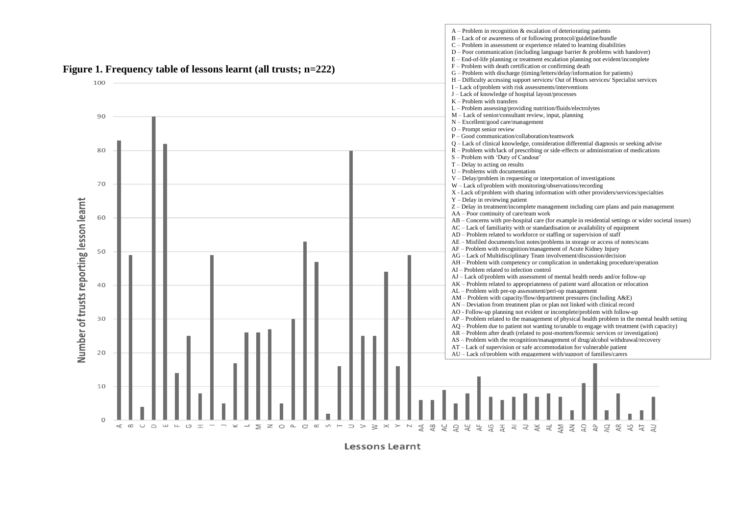**Figure 1. Frequency table of lessons learnt (all trusts; n=222)**

A – Problem in recognition & escalation of deteriorating patients
B – Lack of or awareness of or following protocol/guideline/bundle
C – Problem in assessment or experience related to learning disabilities
D – Poor communication (including language barrier & problems with handover)
E – End-of-life planning or treatment escalation planning not evident/incomplete
F – Problem with death certification or confirming death
G – Problem with discharge (timing/letters/delay/information for patients)
H – Difficulty accessing support services/ Out of Hours services/ Specialist services
I – Lack of/problem with risk assessments/interventions
J – Lack of knowledge of hospital layout/processes
K – Problem with transfers
L – Problem assessing/providing nutrition/fluids/electrolytes
M – Lack of senior/consultant review, input, planning
N – Excellent/good care/management
O – Prompt senior review
P – Good communication/collaboration/teamwork
Q – Lack of clinical knowledge, consideration differential diagnosis or seeking advise
R – Problem with/lack of prescribing or side-effects or administration of medications
S – Problem with 'Duty of Candour'
T – Delay to acting on results
U – Problems with documentation
V – Delay/problem in requesting or interpretation of investigations
W – Lack of/problem with monitoring/observations/recording
X - Lack of/problem with sharing information with other providers/services/specialties
Y – Delay in reviewing patient
Z – Delay in treatment/incomplete management including care plans and pain management
AA – Poor continuity of care/team work
AB – Concerns with pre-hospital care (for example in residential settings or wider societal issues)
AC – Lack of familiarity with or standardisation or availability of equipment
AD – Problem related to workforce or staffing or supervision of staff
AE – Misfiled documents/lost notes/problems in storage or access of notes/scans
AF – Problem with recognition/management of Acute Kidney Injury
AG – Lack of Multidisciplinary Team involvement/discussion/decision
AH – Problem with competency or complication in undertaking procedure/operation
AI – Problem related to infection control
AJ – Lack of/problem with assessment of mental health needs and/or follow-up
AK – Problem related to appropriateness of patient ward allocation or relocation
AL – Problem with pre-op assessment/peri-op management
AM – Problem with capacity/flow/department pressures (including A&E)
AN – Deviation from treatment plan or plan not linked with clinical record
AO - Follow-up planning not evident or incomplete/problem with follow-up
AP – Problem related to the management of physical health problem in the mental health setting
AQ – Problem due to patient not wanting to/unable to engage with treatment (with capacity)
AR – Problem after death (related to post-mortem/forensic services or investigation)
AS – Problem with the recognition/management of drug/alcohol withdrawal/recovery
AT – Lack of supervision or safe accommodation for vulnerable patient
AU – Lack of/problem with engagement with/support of families/carers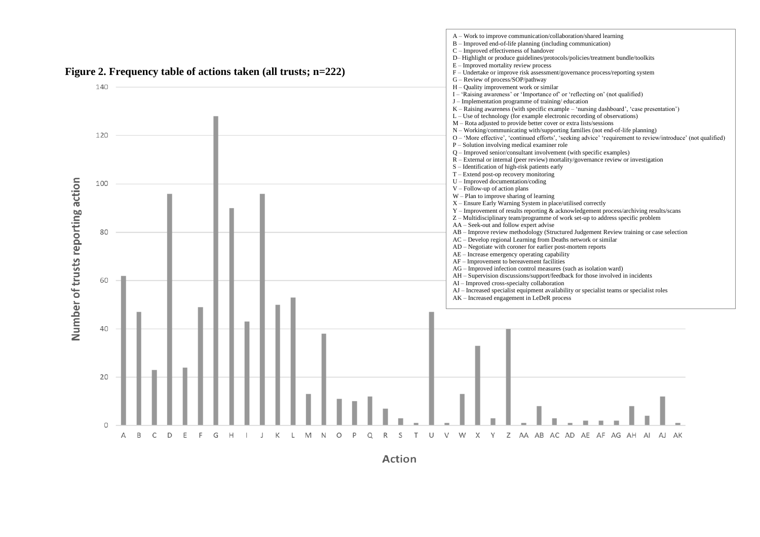**Figure 2. Frequency table of actions taken (all trusts; n=222)**

A – Work to improve communication/collaboration/shared learning
B – Improved end-of-life planning (including communication)
C – Improved effectiveness of handover
D– Highlight or produce guidelines/protocols/policies/treatment bundle/toolkits
E – Improved mortality review process
F – Undertake or improve risk assessment/governance process/reporting system
G – Review of process/SOP/pathway
H – Quality improvement work or similar
I – 'Raising awareness' or 'Importance of' or 'reflecting on' (not qualified)
J – Implementation programme of training/ education
K – Raising awareness (with specific example – 'nursing dashboard', 'case presentation')
L – Use of technology (for example electronic recording of observations)
M – Rota adjusted to provide better cover or extra lists/sessions
N – Working/communicating with/supporting families (not end-of-life planning)
O – 'More effective', 'continued efforts', 'seeking advice' 'requirement to review/introduce' (not qualified)
P – Solution involving medical examiner role
Q – Improved senior/consultant involvement (with specific examples)
R – External or internal (peer review) mortality/governance review or investigation
S – Identification of high-risk patients early
T – Extend post-op recovery monitoring
U – Improved documentation/coding
V – Follow-up of action plans
W – Plan to improve sharing of learning
X – Ensure Early Warning System in place/utilised correctly
Y – Improvement of results reporting & acknowledgement process/archiving results/scans
Z – Multidisciplinary team/programme of work set-up to address specific problem
AA – Seek-out and follow expert advise
AB – Improve review methodology (Structured Judgement Review training or case selection
AC – Develop regional Learning from Deaths network or similar
AD – Negotiate with coroner for earlier post-mortem reports
AE – Increase emergency operating capability
AF – Improvement to bereavement facilities
AG – Improved infection control measures (such as isolation ward)
AH – Supervision discussions/support/feedback for those involved in incidents
AI – Improved cross-specialty collaboration
AJ – Increased specialist equipment availability or specialist teams or specialist roles
AK – Increased engagement in LeDeR process

| Action | Number of trusts reporting action (approx.) |
|---|---|
| A | 62 |
| B | 47 |
| C | 23 |
| D | 96 |
| E | 24 |
| F | 49 |
| G | 128 |
| H | 90 |
| I | 43 |
| J | 96 |
| K | 50 |
| L | 53 |
| M | 13 |
| N | 38 |
| O | 11 |
| P | 10 |
| Q | 12 |
| R | 7 |
| S | 3 |
| T | 1 |
| U | 47 |
| V | 1 |
| W | 13 |
| X | 33 |
| Y | 3 |
| Z | 40 |
| AA | 1 |
| AB | 8 |
| AC | 3 |
| AD | 1 |
| AE | 2 |
| AF | 2 |
| AG | 2 |
| AH | 8 |
| AI | 4 |
| AJ | 12 |
| AK | 1 |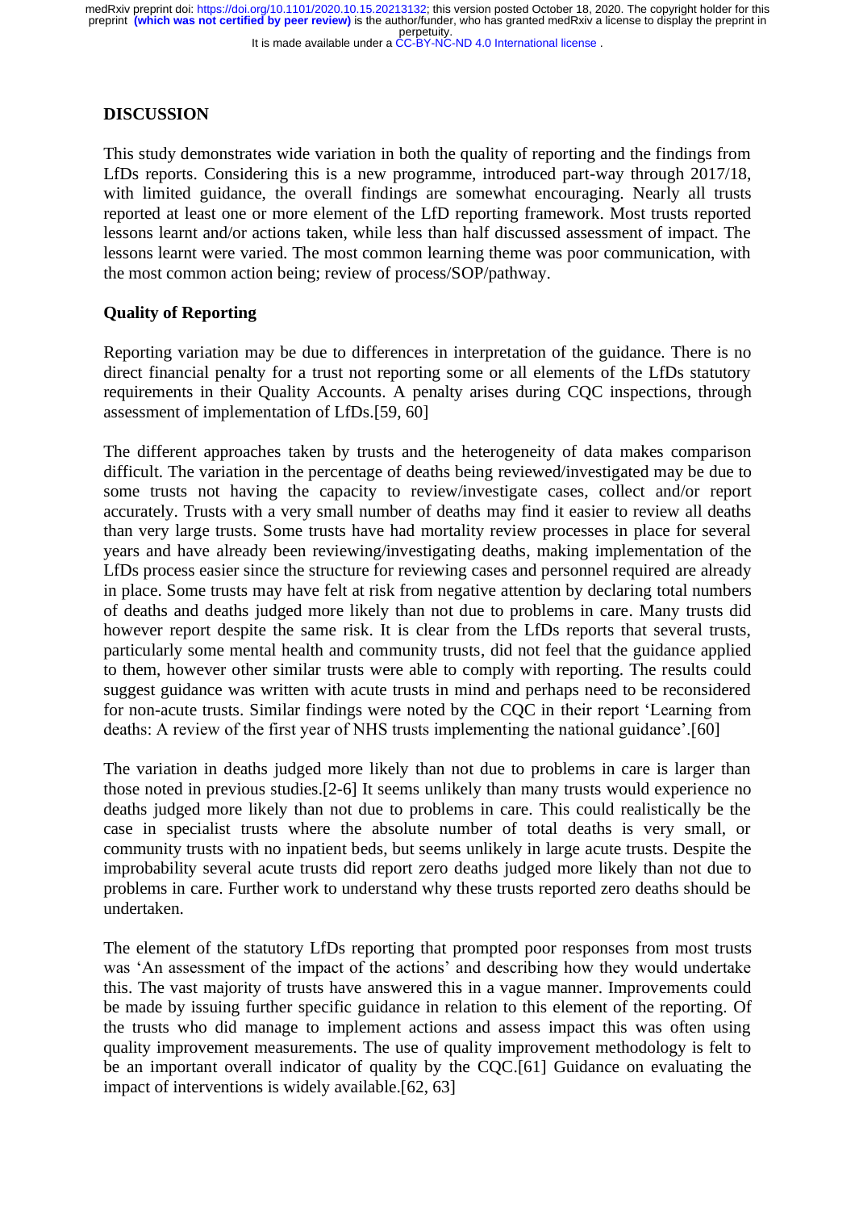## DISCUSSION

This study demonstrates wide variation in both the quality of reporting and the findings from LfDs reports. Considering this is a new programme, introduced part-way through 2017/18, with limited guidance, the overall findings are somewhat encouraging. Nearly all trusts reported at least one or more element of the LfD reporting framework. Most trusts reported lessons learnt and/or actions taken, while less than half discussed assessment of impact. The lessons learnt were varied. The most common learning theme was poor communication, with the most common action being; review of process/SOP/pathway.

### Quality of Reporting

Reporting variation may be due to differences in interpretation of the guidance. There is no direct financial penalty for a trust not reporting some or all elements of the LfDs statutory requirements in their Quality Accounts. A penalty arises during CQC inspections, through assessment of implementation of LfDs.[59, 60]

The different approaches taken by trusts and the heterogeneity of data makes comparison difficult. The variation in the percentage of deaths being reviewed/investigated may be due to some trusts not having the capacity to review/investigate cases, collect and/or report accurately. Trusts with a very small number of deaths may find it easier to review all deaths than very large trusts. Some trusts have had mortality review processes in place for several years and have already been reviewing/investigating deaths, making implementation of the LfDs process easier since the structure for reviewing cases and personnel required are already in place. Some trusts may have felt at risk from negative attention by declaring total numbers of deaths and deaths judged more likely than not due to problems in care. Many trusts did however report despite the same risk. It is clear from the LfDs reports that several trusts, particularly some mental health and community trusts, did not feel that the guidance applied to them, however other similar trusts were able to comply with reporting. The results could suggest guidance was written with acute trusts in mind and perhaps need to be reconsidered for non-acute trusts. Similar findings were noted by the CQC in their report 'Learning from deaths: A review of the first year of NHS trusts implementing the national guidance'.[60]

The variation in deaths judged more likely than not due to problems in care is larger than those noted in previous studies.[2-6] It seems unlikely than many trusts would experience no deaths judged more likely than not due to problems in care. This could realistically be the case in specialist trusts where the absolute number of total deaths is very small, or community trusts with no inpatient beds, but seems unlikely in large acute trusts. Despite the improbability several acute trusts did report zero deaths judged more likely than not due to problems in care. Further work to understand why these trusts reported zero deaths should be undertaken.

The element of the statutory LfDs reporting that prompted poor responses from most trusts was 'An assessment of the impact of the actions' and describing how they would undertake this. The vast majority of trusts have answered this in a vague manner. Improvements could be made by issuing further specific guidance in relation to this element of the reporting. Of the trusts who did manage to implement actions and assess impact this was often using quality improvement measurements. The use of quality improvement methodology is felt to be an important overall indicator of quality by the CQC.[61] Guidance on evaluating the impact of interventions is widely available.[62, 63]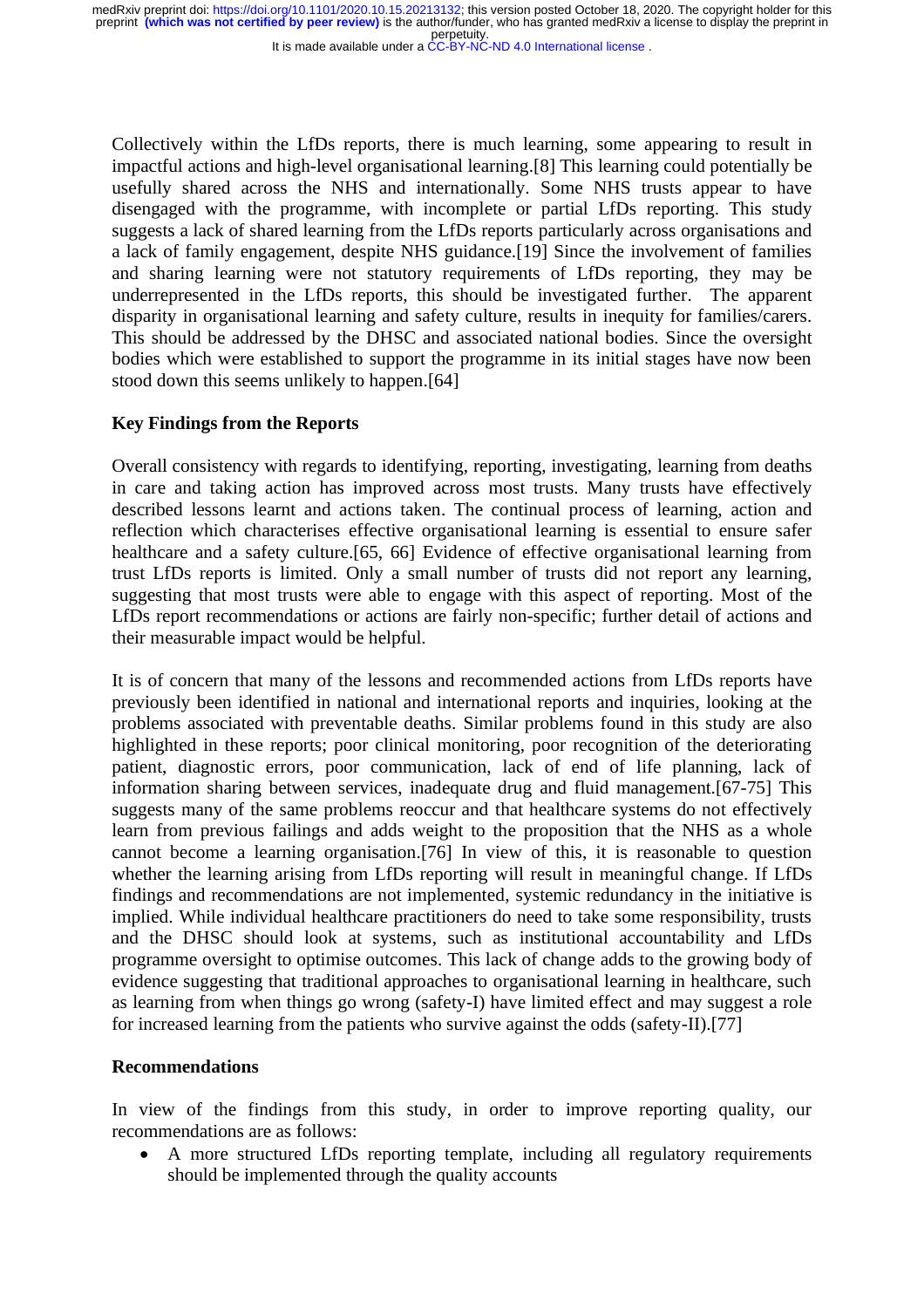Collectively within the LfDs reports, there is much learning, some appearing to result in impactful actions and high-level organisational learning.[8] This learning could potentially be usefully shared across the NHS and internationally. Some NHS trusts appear to have disengaged with the programme, with incomplete or partial LfDs reporting. This study suggests a lack of shared learning from the LfDs reports particularly across organisations and a lack of family engagement, despite NHS guidance.[19] Since the involvement of families and sharing learning were not statutory requirements of LfDs reporting, they may be underrepresented in the LfDs reports, this should be investigated further. The apparent disparity in organisational learning and safety culture, results in inequity for families/carers. This should be addressed by the DHSC and associated national bodies. Since the oversight bodies which were established to support the programme in its initial stages have now been stood down this seems unlikely to happen.[64]

**Key Findings from the Reports**

Overall consistency with regards to identifying, reporting, investigating, learning from deaths in care and taking action has improved across most trusts. Many trusts have effectively described lessons learnt and actions taken. The continual process of learning, action and reflection which characterises effective organisational learning is essential to ensure safer healthcare and a safety culture.[65, 66] Evidence of effective organisational learning from trust LfDs reports is limited. Only a small number of trusts did not report any learning, suggesting that most trusts were able to engage with this aspect of reporting. Most of the LfDs report recommendations or actions are fairly non-specific; further detail of actions and their measurable impact would be helpful.

It is of concern that many of the lessons and recommended actions from LfDs reports have previously been identified in national and international reports and inquiries, looking at the problems associated with preventable deaths. Similar problems found in this study are also highlighted in these reports; poor clinical monitoring, poor recognition of the deteriorating patient, diagnostic errors, poor communication, lack of end of life planning, lack of information sharing between services, inadequate drug and fluid management.[67-75] This suggests many of the same problems reoccur and that healthcare systems do not effectively learn from previous failings and adds weight to the proposition that the NHS as a whole cannot become a learning organisation.[76] In view of this, it is reasonable to question whether the learning arising from LfDs reporting will result in meaningful change. If LfDs findings and recommendations are not implemented, systemic redundancy in the initiative is implied. While individual healthcare practitioners do need to take some responsibility, trusts and the DHSC should look at systems, such as institutional accountability and LfDs programme oversight to optimise outcomes. This lack of change adds to the growing body of evidence suggesting that traditional approaches to organisational learning in healthcare, such as learning from when things go wrong (safety-I) have limited effect and may suggest a role for increased learning from the patients who survive against the odds (safety-II).[77]

**Recommendations**

In view of the findings from this study, in order to improve reporting quality, our recommendations are as follows:

- A more structured LfDs reporting template, including all regulatory requirements should be implemented through the quality accounts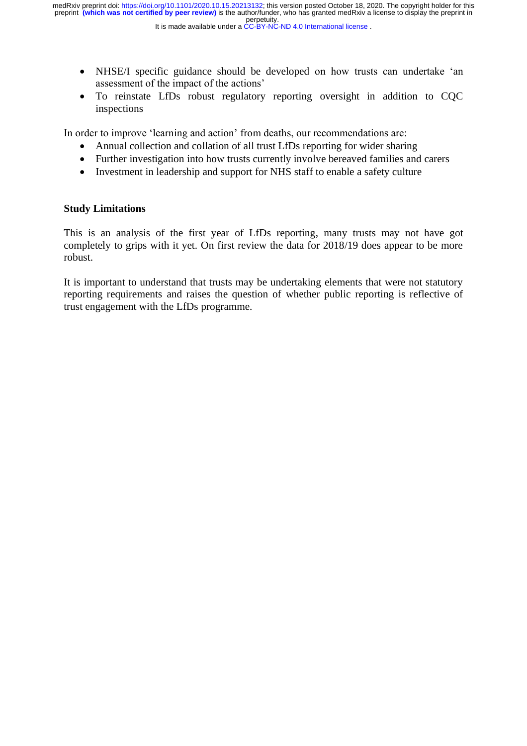- NHSE/I specific guidance should be developed on how trusts can undertake 'an assessment of the impact of the actions'
- To reinstate LfDs robust regulatory reporting oversight in addition to CQC inspections

In order to improve 'learning and action' from deaths, our recommendations are:

- Annual collection and collation of all trust LfDs reporting for wider sharing
- Further investigation into how trusts currently involve bereaved families and carers
- Investment in leadership and support for NHS staff to enable a safety culture

**Study Limitations**

This is an analysis of the first year of LfDs reporting, many trusts may not have got completely to grips with it yet. On first review the data for 2018/19 does appear to be more robust.

It is important to understand that trusts may be undertaking elements that were not statutory reporting requirements and raises the question of whether public reporting is reflective of trust engagement with the LfDs programme.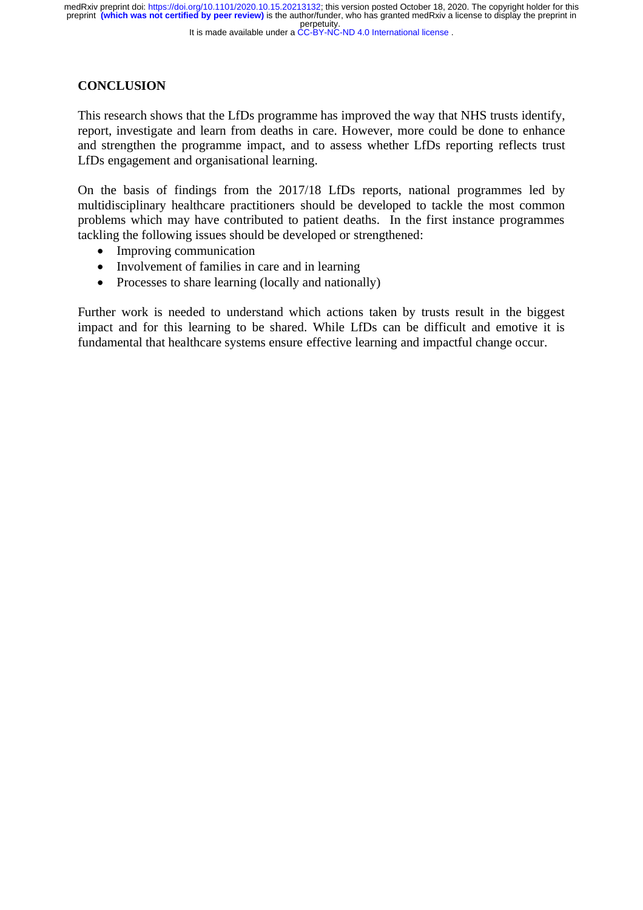## CONCLUSION

This research shows that the LfDs programme has improved the way that NHS trusts identify, report, investigate and learn from deaths in care. However, more could be done to enhance and strengthen the programme impact, and to assess whether LfDs reporting reflects trust LfDs engagement and organisational learning.

On the basis of findings from the 2017/18 LfDs reports, national programmes led by multidisciplinary healthcare practitioners should be developed to tackle the most common problems which may have contributed to patient deaths. In the first instance programmes tackling the following issues should be developed or strengthened:

- Improving communication
- Involvement of families in care and in learning
- Processes to share learning (locally and nationally)

Further work is needed to understand which actions taken by trusts result in the biggest impact and for this learning to be shared. While LfDs can be difficult and emotive it is fundamental that healthcare systems ensure effective learning and impactful change occur.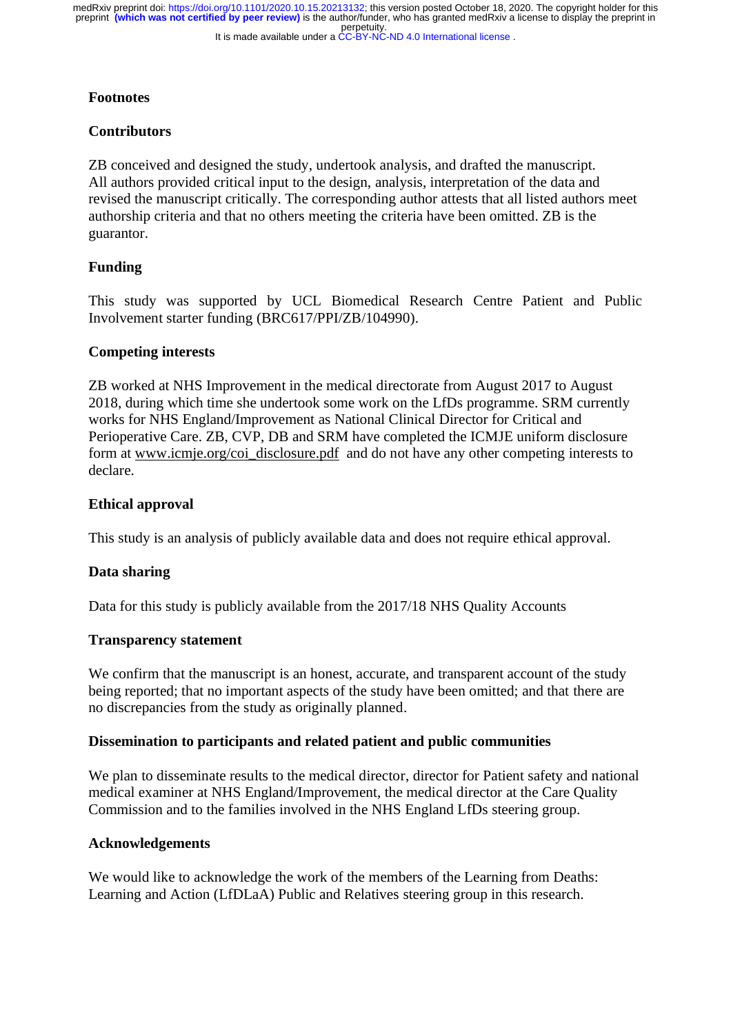## Footnotes

### Contributors

ZB conceived and designed the study, undertook analysis, and drafted the manuscript. All authors provided critical input to the design, analysis, interpretation of the data and revised the manuscript critically. The corresponding author attests that all listed authors meet authorship criteria and that no others meeting the criteria have been omitted. ZB is the guarantor.

### Funding

This study was supported by UCL Biomedical Research Centre Patient and Public Involvement starter funding (BRC617/PPI/ZB/104990).

### Competing interests

ZB worked at NHS Improvement in the medical directorate from August 2017 to August 2018, during which time she undertook some work on the LfDs programme. SRM currently works for NHS England/Improvement as National Clinical Director for Critical and Perioperative Care. ZB, CVP, DB and SRM have completed the ICMJE uniform disclosure form at www.icmje.org/coi_disclosure.pdf and do not have any other competing interests to declare.

### Ethical approval

This study is an analysis of publicly available data and does not require ethical approval.

### Data sharing

Data for this study is publicly available from the 2017/18 NHS Quality Accounts

### Transparency statement

We confirm that the manuscript is an honest, accurate, and transparent account of the study being reported; that no important aspects of the study have been omitted; and that there are no discrepancies from the study as originally planned.

### Dissemination to participants and related patient and public communities

We plan to disseminate results to the medical director, director for Patient safety and national medical examiner at NHS England/Improvement, the medical director at the Care Quality Commission and to the families involved in the NHS England LfDs steering group.

### Acknowledgements

We would like to acknowledge the work of the members of the Learning from Deaths: Learning and Action (LfDLaA) Public and Relatives steering group in this research.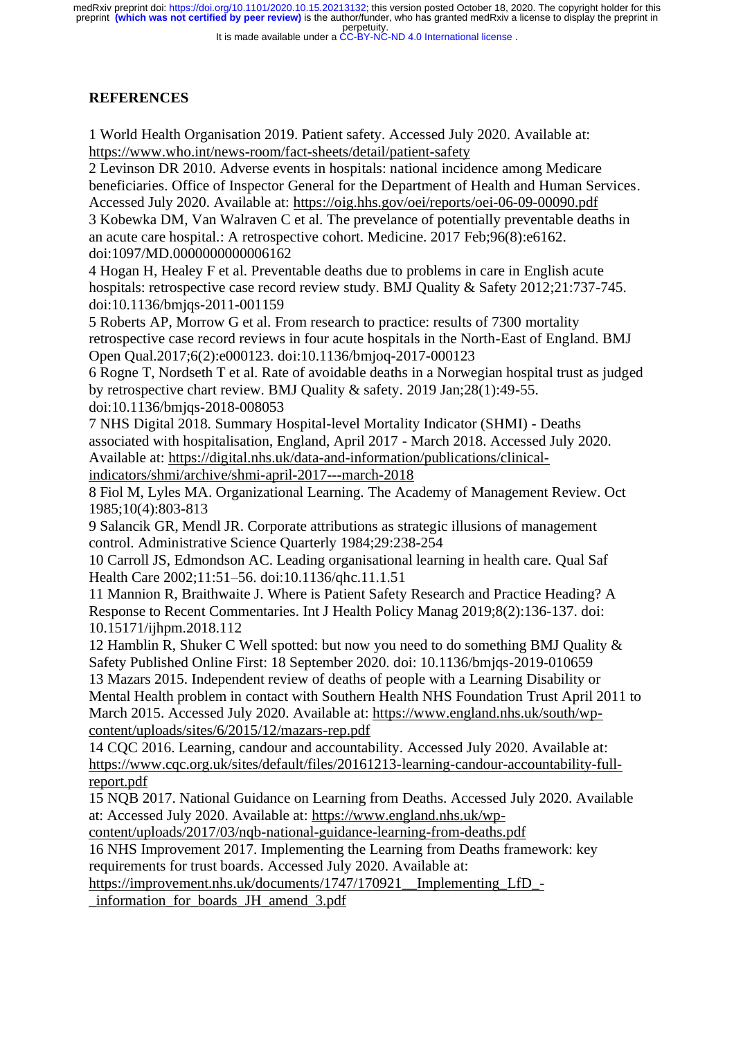## REFERENCES

1 World Health Organisation 2019. Patient safety. Accessed July 2020. Available at: https://www.who.int/news-room/fact-sheets/detail/patient-safety

2 Levinson DR 2010. Adverse events in hospitals: national incidence among Medicare beneficiaries. Office of Inspector General for the Department of Health and Human Services. Accessed July 2020. Available at: https://oig.hhs.gov/oei/reports/oei-06-09-00090.pdf

3 Kobewka DM, Van Walraven C et al. The prevelance of potentially preventable deaths in an acute care hospital.: A retrospective cohort. Medicine. 2017 Feb;96(8):e6162. doi:1097/MD.0000000000006162

4 Hogan H, Healey F et al. Preventable deaths due to problems in care in English acute hospitals: retrospective case record review study. BMJ Quality & Safety 2012;21:737-745. doi:10.1136/bmjqs-2011-001159

5 Roberts AP, Morrow G et al. From research to practice: results of 7300 mortality retrospective case record reviews in four acute hospitals in the North-East of England. BMJ Open Qual.2017;6(2):e000123. doi:10.1136/bmjoq-2017-000123

6 Rogne T, Nordseth T et al. Rate of avoidable deaths in a Norwegian hospital trust as judged by retrospective chart review. BMJ Quality & safety. 2019 Jan;28(1):49-55. doi:10.1136/bmjqs-2018-008053

7 NHS Digital 2018. Summary Hospital-level Mortality Indicator (SHMI) - Deaths associated with hospitalisation, England, April 2017 - March 2018. Accessed July 2020. Available at: https://digital.nhs.uk/data-and-information/publications/clinical-indicators/shmi/archive/shmi-april-2017---march-2018

8 Fiol M, Lyles MA. Organizational Learning. The Academy of Management Review. Oct 1985;10(4):803-813

9 Salancik GR, Mendl JR. Corporate attributions as strategic illusions of management control. Administrative Science Quarterly 1984;29:238-254

10 Carroll JS, Edmondson AC. Leading organisational learning in health care. Qual Saf Health Care 2002;11:51–56. doi:10.1136/qhc.11.1.51

11 Mannion R, Braithwaite J. Where is Patient Safety Research and Practice Heading? A Response to Recent Commentaries. Int J Health Policy Manag 2019;8(2):136-137. doi: 10.15171/ijhpm.2018.112

12 Hamblin R, Shuker C Well spotted: but now you need to do something BMJ Quality & Safety Published Online First: 18 September 2020. doi: 10.1136/bmjqs-2019-010659

13 Mazars 2015. Independent review of deaths of people with a Learning Disability or Mental Health problem in contact with Southern Health NHS Foundation Trust April 2011 to March 2015. Accessed July 2020. Available at: https://www.england.nhs.uk/south/wp-content/uploads/sites/6/2015/12/mazars-rep.pdf

14 CQC 2016. Learning, candour and accountability. Accessed July 2020. Available at: https://www.cqc.org.uk/sites/default/files/20161213-learning-candour-accountability-full-report.pdf

15 NQB 2017. National Guidance on Learning from Deaths. Accessed July 2020. Available at: Accessed July 2020. Available at: https://www.england.nhs.uk/wp-content/uploads/2017/03/nqb-national-guidance-learning-from-deaths.pdf

16 NHS Improvement 2017. Implementing the Learning from Deaths framework: key requirements for trust boards. Accessed July 2020. Available at: https://improvement.nhs.uk/documents/1747/170921__Implementing_LfD_-_information_for_boards_JH_amend_3.pdf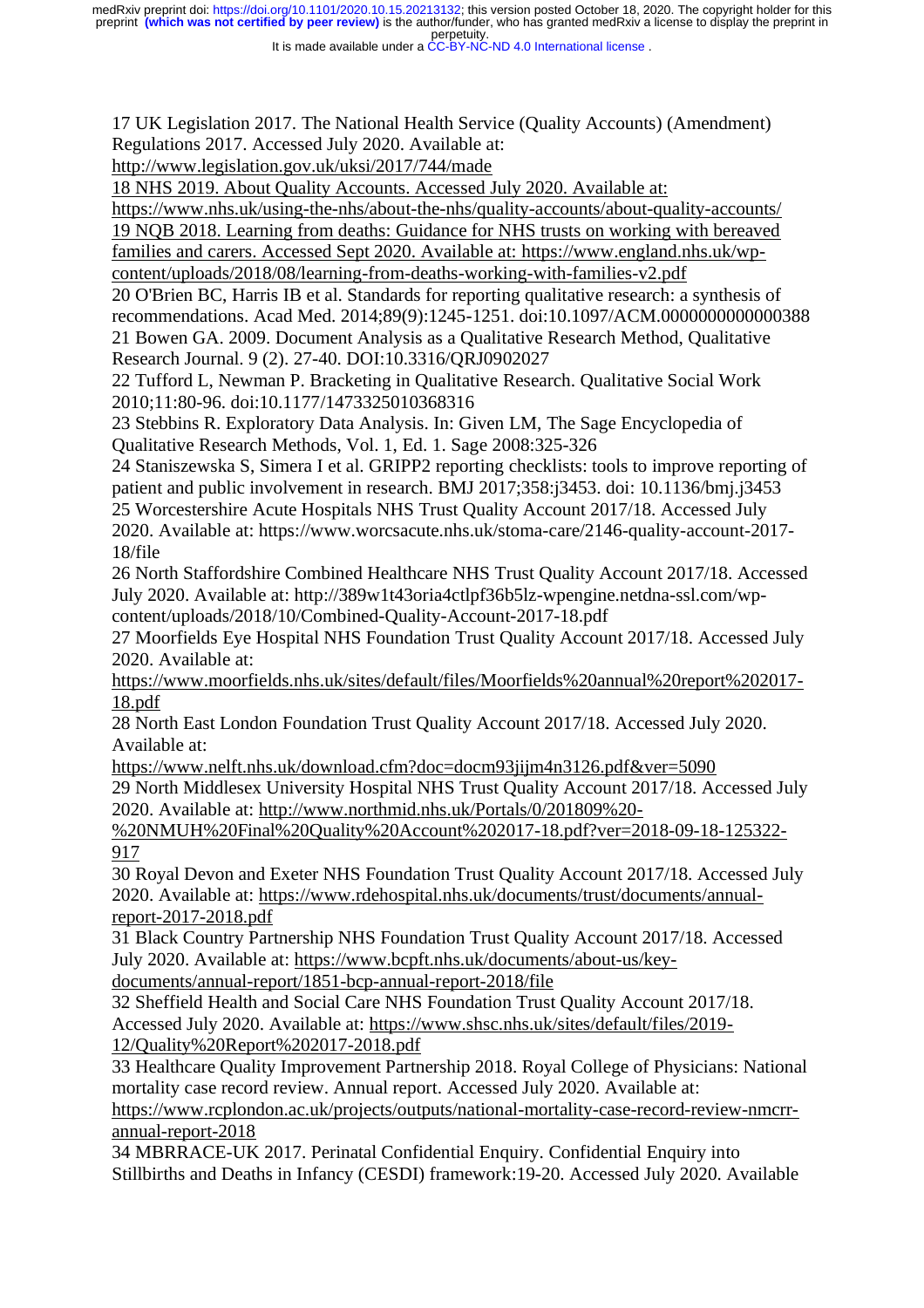17 UK Legislation 2017. The National Health Service (Quality Accounts) (Amendment) Regulations 2017. Accessed July 2020. Available at: http://www.legislation.gov.uk/uksi/2017/744/made

18 NHS 2019. About Quality Accounts. Accessed July 2020. Available at: https://www.nhs.uk/using-the-nhs/about-the-nhs/quality-accounts/about-quality-accounts/

19 NQB 2018. Learning from deaths: Guidance for NHS trusts on working with bereaved families and carers. Accessed Sept 2020. Available at: https://www.england.nhs.uk/wp-content/uploads/2018/08/learning-from-deaths-working-with-families-v2.pdf

20 O'Brien BC, Harris IB et al. Standards for reporting qualitative research: a synthesis of recommendations. Acad Med. 2014;89(9):1245-1251. doi:10.1097/ACM.0000000000000388

21 Bowen GA. 2009. Document Analysis as a Qualitative Research Method, Qualitative Research Journal. 9 (2). 27-40. DOI:10.3316/QRJ0902027

22 Tufford L, Newman P. Bracketing in Qualitative Research. Qualitative Social Work 2010;11:80-96. doi:10.1177/1473325010368316

23 Stebbins R. Exploratory Data Analysis. In: Given LM, The Sage Encyclopedia of Qualitative Research Methods, Vol. 1, Ed. 1. Sage 2008:325-326

24 Staniszewska S, Simera I et al. GRIPP2 reporting checklists: tools to improve reporting of patient and public involvement in research. BMJ 2017;358:j3453. doi: 10.1136/bmj.j3453

25 Worcestershire Acute Hospitals NHS Trust Quality Account 2017/18. Accessed July 2020. Available at: https://www.worcsacute.nhs.uk/stoma-care/2146-quality-account-2017-18/file

26 North Staffordshire Combined Healthcare NHS Trust Quality Account 2017/18. Accessed July 2020. Available at: http://389w1t43oria4ctlpf36b5lz-wpengine.netdna-ssl.com/wp-content/uploads/2018/10/Combined-Quality-Account-2017-18.pdf

27 Moorfields Eye Hospital NHS Foundation Trust Quality Account 2017/18. Accessed July 2020. Available at: https://www.moorfields.nhs.uk/sites/default/files/Moorfields%20annual%20report%202017-18.pdf

28 North East London Foundation Trust Quality Account 2017/18. Accessed July 2020. Available at: https://www.nelft.nhs.uk/download.cfm?doc=docm93jijm4n3126.pdf&ver=5090

29 North Middlesex University Hospital NHS Trust Quality Account 2017/18. Accessed July 2020. Available at: http://www.northmid.nhs.uk/Portals/0/201809%20-%20NMUH%20Final%20Quality%20Account%202017-18.pdf?ver=2018-09-18-125322-917

30 Royal Devon and Exeter NHS Foundation Trust Quality Account 2017/18. Accessed July 2020. Available at: https://www.rdehospital.nhs.uk/documents/trust/documents/annual-report-2017-2018.pdf

31 Black Country Partnership NHS Foundation Trust Quality Account 2017/18. Accessed July 2020. Available at: https://www.bcpft.nhs.uk/documents/about-us/key-documents/annual-report/1851-bcp-annual-report-2018/file

32 Sheffield Health and Social Care NHS Foundation Trust Quality Account 2017/18. Accessed July 2020. Available at: https://www.shsc.nhs.uk/sites/default/files/2019-12/Quality%20Report%202017-2018.pdf

33 Healthcare Quality Improvement Partnership 2018. Royal College of Physicians: National mortality case record review. Annual report. Accessed July 2020. Available at: https://www.rcplondon.ac.uk/projects/outputs/national-mortality-case-record-review-nmcrr-annual-report-2018

34 MBRRACE-UK 2017. Perinatal Confidential Enquiry. Confidential Enquiry into Stillbirths and Deaths in Infancy (CESDI) framework:19-20. Accessed July 2020. Available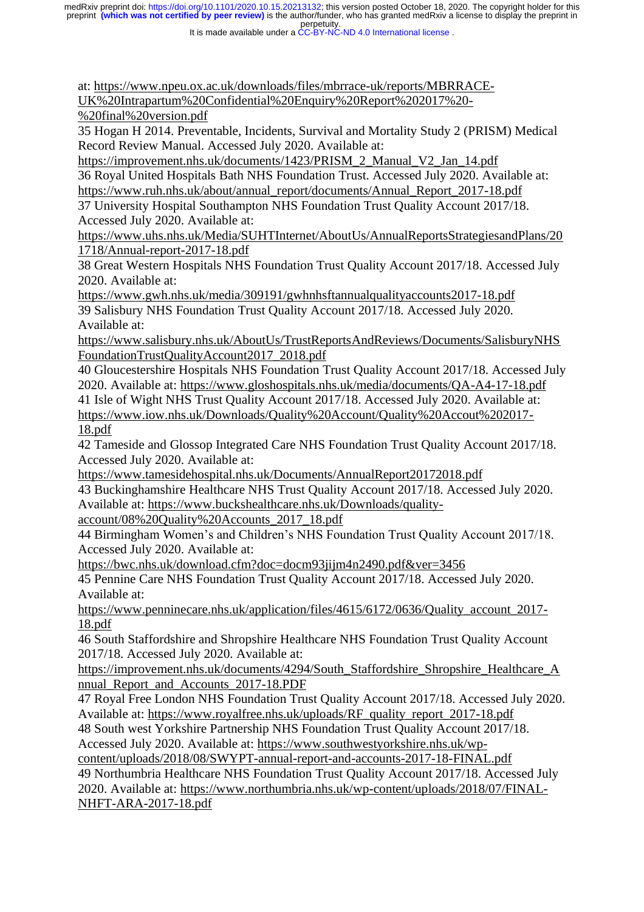at: https://www.npeu.ox.ac.uk/downloads/files/mbrrace-uk/reports/MBRRACE-UK%20Intrapartum%20Confidential%20Enquiry%20Report%202017%20-%20final%20version.pdf

35 Hogan H 2014. Preventable, Incidents, Survival and Mortality Study 2 (PRISM) Medical Record Review Manual. Accessed July 2020. Available at: https://improvement.nhs.uk/documents/1423/PRISM_2_Manual_V2_Jan_14.pdf

36 Royal United Hospitals Bath NHS Foundation Trust. Accessed July 2020. Available at: https://www.ruh.nhs.uk/about/annual_report/documents/Annual_Report_2017-18.pdf

37 University Hospital Southampton NHS Foundation Trust Quality Account 2017/18. Accessed July 2020. Available at: https://www.uhs.nhs.uk/Media/SUHTInternet/AboutUs/AnnualReportsStrategiesandPlans/201718/Annual-report-2017-18.pdf

38 Great Western Hospitals NHS Foundation Trust Quality Account 2017/18. Accessed July 2020. Available at: https://www.gwh.nhs.uk/media/309191/gwhnhsftannualqualityaccounts2017-18.pdf

39 Salisbury NHS Foundation Trust Quality Account 2017/18. Accessed July 2020. Available at: https://www.salisbury.nhs.uk/AboutUs/TrustReportsAndReviews/Documents/SalisburyNHSFoundationTrustQualityAccount2017_2018.pdf

40 Gloucestershire Hospitals NHS Foundation Trust Quality Account 2017/18. Accessed July 2020. Available at: https://www.gloshospitals.nhs.uk/media/documents/QA-A4-17-18.pdf

41 Isle of Wight NHS Trust Quality Account 2017/18. Accessed July 2020. Available at: https://www.iow.nhs.uk/Downloads/Quality%20Account/Quality%20Accout%202017-18.pdf

42 Tameside and Glossop Integrated Care NHS Foundation Trust Quality Account 2017/18. Accessed July 2020. Available at: https://www.tamesidehospital.nhs.uk/Documents/AnnualReport20172018.pdf

43 Buckinghamshire Healthcare NHS Trust Quality Account 2017/18. Accessed July 2020. Available at: https://www.buckshealthcare.nhs.uk/Downloads/quality-account/08%20Quality%20Accounts_2017_18.pdf

44 Birmingham Women's and Children's NHS Foundation Trust Quality Account 2017/18. Accessed July 2020. Available at: https://bwc.nhs.uk/download.cfm?doc=docm93jijm4n2490.pdf&ver=3456

45 Pennine Care NHS Foundation Trust Quality Account 2017/18. Accessed July 2020. Available at: https://www.penninecare.nhs.uk/application/files/4615/6172/0636/Quality_account_2017-18.pdf

46 South Staffordshire and Shropshire Healthcare NHS Foundation Trust Quality Account 2017/18. Accessed July 2020. Available at: https://improvement.nhs.uk/documents/4294/South_Staffordshire_Shropshire_Healthcare_Annual_Report_and_Accounts_2017-18.PDF

47 Royal Free London NHS Foundation Trust Quality Account 2017/18. Accessed July 2020. Available at: https://www.royalfree.nhs.uk/uploads/RF_quality_report_2017-18.pdf

48 South west Yorkshire Partnership NHS Foundation Trust Quality Account 2017/18. Accessed July 2020. Available at: https://www.southwestyorkshire.nhs.uk/wp-content/uploads/2018/08/SWYPT-annual-report-and-accounts-2017-18-FINAL.pdf

49 Northumbria Healthcare NHS Foundation Trust Quality Account 2017/18. Accessed July 2020. Available at: https://www.northumbria.nhs.uk/wp-content/uploads/2018/07/FINAL-NHFT-ARA-2017-18.pdf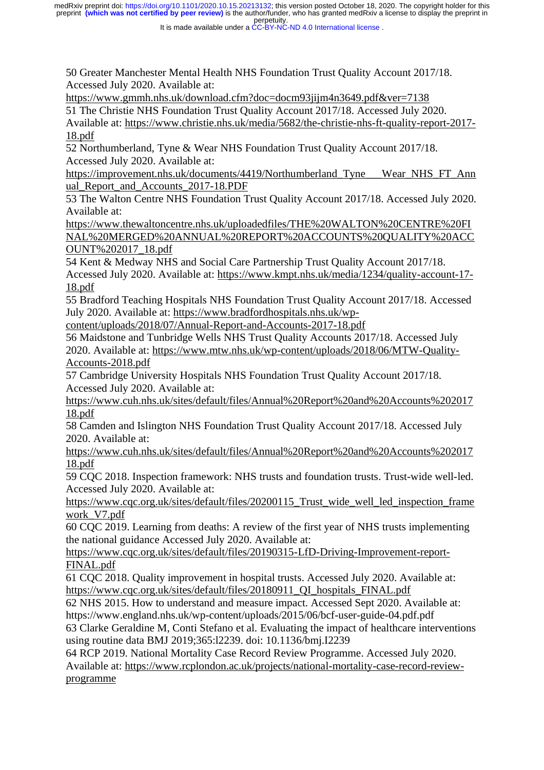50 Greater Manchester Mental Health NHS Foundation Trust Quality Account 2017/18. Accessed July 2020. Available at: https://www.gmmh.nhs.uk/download.cfm?doc=docm93jijm4n3649.pdf&ver=7138

51 The Christie NHS Foundation Trust Quality Account 2017/18. Accessed July 2020. Available at: https://www.christie.nhs.uk/media/5682/the-christie-nhs-ft-quality-report-2017-18.pdf

52 Northumberland, Tyne & Wear NHS Foundation Trust Quality Account 2017/18. Accessed July 2020. Available at: https://improvement.nhs.uk/documents/4419/Northumberland_Tyne___Wear_NHS_FT_Annual_Report_and_Accounts_2017-18.PDF

53 The Walton Centre NHS Foundation Trust Quality Account 2017/18. Accessed July 2020. Available at: https://www.thewaltoncentre.nhs.uk/uploadedfiles/THE%20WALTON%20CENTRE%20FINAL%20MERGED%20ANNUAL%20REPORT%20ACCOUNTS%20QUALITY%20ACCOUNT%202017_18.pdf

54 Kent & Medway NHS and Social Care Partnership Trust Quality Account 2017/18. Accessed July 2020. Available at: https://www.kmpt.nhs.uk/media/1234/quality-account-17-18.pdf

55 Bradford Teaching Hospitals NHS Foundation Trust Quality Account 2017/18. Accessed July 2020. Available at: https://www.bradfordhospitals.nhs.uk/wp-content/uploads/2018/07/Annual-Report-and-Accounts-2017-18.pdf

56 Maidstone and Tunbridge Wells NHS Trust Quality Accounts 2017/18. Accessed July 2020. Available at: https://www.mtw.nhs.uk/wp-content/uploads/2018/06/MTW-Quality-Accounts-2018.pdf

57 Cambridge University Hospitals NHS Foundation Trust Quality Account 2017/18. Accessed July 2020. Available at: https://www.cuh.nhs.uk/sites/default/files/Annual%20Report%20and%20Accounts%20201718.pdf

58 Camden and Islington NHS Foundation Trust Quality Account 2017/18. Accessed July 2020. Available at: https://www.cuh.nhs.uk/sites/default/files/Annual%20Report%20and%20Accounts%20201718.pdf

59 CQC 2018. Inspection framework: NHS trusts and foundation trusts. Trust-wide well-led. Accessed July 2020. Available at: https://www.cqc.org.uk/sites/default/files/20200115_Trust_wide_well_led_inspection_framework_V7.pdf

60 CQC 2019. Learning from deaths: A review of the first year of NHS trusts implementing the national guidance Accessed July 2020. Available at: https://www.cqc.org.uk/sites/default/files/20190315-LfD-Driving-Improvement-report-FINAL.pdf

61 CQC 2018. Quality improvement in hospital trusts. Accessed July 2020. Available at: https://www.cqc.org.uk/sites/default/files/20180911_QI_hospitals_FINAL.pdf

62 NHS 2015. How to understand and measure impact. Accessed Sept 2020. Available at: https://www.england.nhs.uk/wp-content/uploads/2015/06/bcf-user-guide-04.pdf.pdf

63 Clarke Geraldine M, Conti Stefano et al. Evaluating the impact of healthcare interventions using routine data BMJ 2019;365:l2239. doi: 10.1136/bmj.I2239

64 RCP 2019. National Mortality Case Record Review Programme. Accessed July 2020. Available at: https://www.rcplondon.ac.uk/projects/national-mortality-case-record-review-programme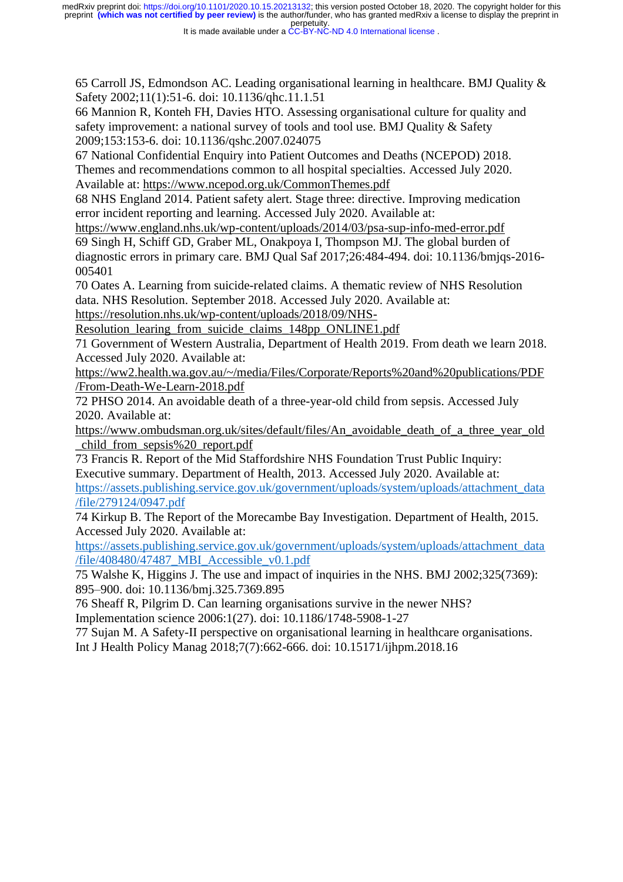65 Carroll JS, Edmondson AC. Leading organisational learning in healthcare. BMJ Quality & Safety 2002;11(1):51-6. doi: 10.1136/qhc.11.1.51

66 Mannion R, Konteh FH, Davies HTO. Assessing organisational culture for quality and safety improvement: a national survey of tools and tool use. BMJ Quality & Safety 2009;153:153-6. doi: 10.1136/qshc.2007.024075

67 National Confidential Enquiry into Patient Outcomes and Deaths (NCEPOD) 2018. Themes and recommendations common to all hospital specialties. Accessed July 2020. Available at: https://www.ncepod.org.uk/CommonThemes.pdf

68 NHS England 2014. Patient safety alert. Stage three: directive. Improving medication error incident reporting and learning. Accessed July 2020. Available at: https://www.england.nhs.uk/wp-content/uploads/2014/03/psa-sup-info-med-error.pdf

69 Singh H, Schiff GD, Graber ML, Onakpoya I, Thompson MJ. The global burden of diagnostic errors in primary care. BMJ Qual Saf 2017;26:484-494. doi: 10.1136/bmjqs-2016-005401

70 Oates A. Learning from suicide-related claims. A thematic review of NHS Resolution data. NHS Resolution. September 2018. Accessed July 2020. Available at: https://resolution.nhs.uk/wp-content/uploads/2018/09/NHS-Resolution_learing_from_suicide_claims_148pp_ONLINE1.pdf

71 Government of Western Australia, Department of Health 2019. From death we learn 2018. Accessed July 2020. Available at: https://ww2.health.wa.gov.au/~/media/Files/Corporate/Reports%20and%20publications/PDF/From-Death-We-Learn-2018.pdf

72 PHSO 2014. An avoidable death of a three-year-old child from sepsis. Accessed July 2020. Available at: https://www.ombudsman.org.uk/sites/default/files/An_avoidable_death_of_a_three_year_old_child_from_sepsis%20_report.pdf

73 Francis R. Report of the Mid Staffordshire NHS Foundation Trust Public Inquiry: Executive summary. Department of Health, 2013. Accessed July 2020. Available at: https://assets.publishing.service.gov.uk/government/uploads/system/uploads/attachment_data/file/279124/0947.pdf

74 Kirkup B. The Report of the Morecambe Bay Investigation. Department of Health, 2015. Accessed July 2020. Available at: https://assets.publishing.service.gov.uk/government/uploads/system/uploads/attachment_data/file/408480/47487_MBI_Accessible_v0.1.pdf

75 Walshe K, Higgins J. The use and impact of inquiries in the NHS. BMJ 2002;325(7369): 895–900. doi: 10.1136/bmj.325.7369.895

76 Sheaff R, Pilgrim D. Can learning organisations survive in the newer NHS? Implementation science 2006:1(27). doi: 10.1186/1748-5908-1-27

77 Sujan M. A Safety-II perspective on organisational learning in healthcare organisations. Int J Health Policy Manag 2018;7(7):662-666. doi: 10.15171/ijhpm.2018.16